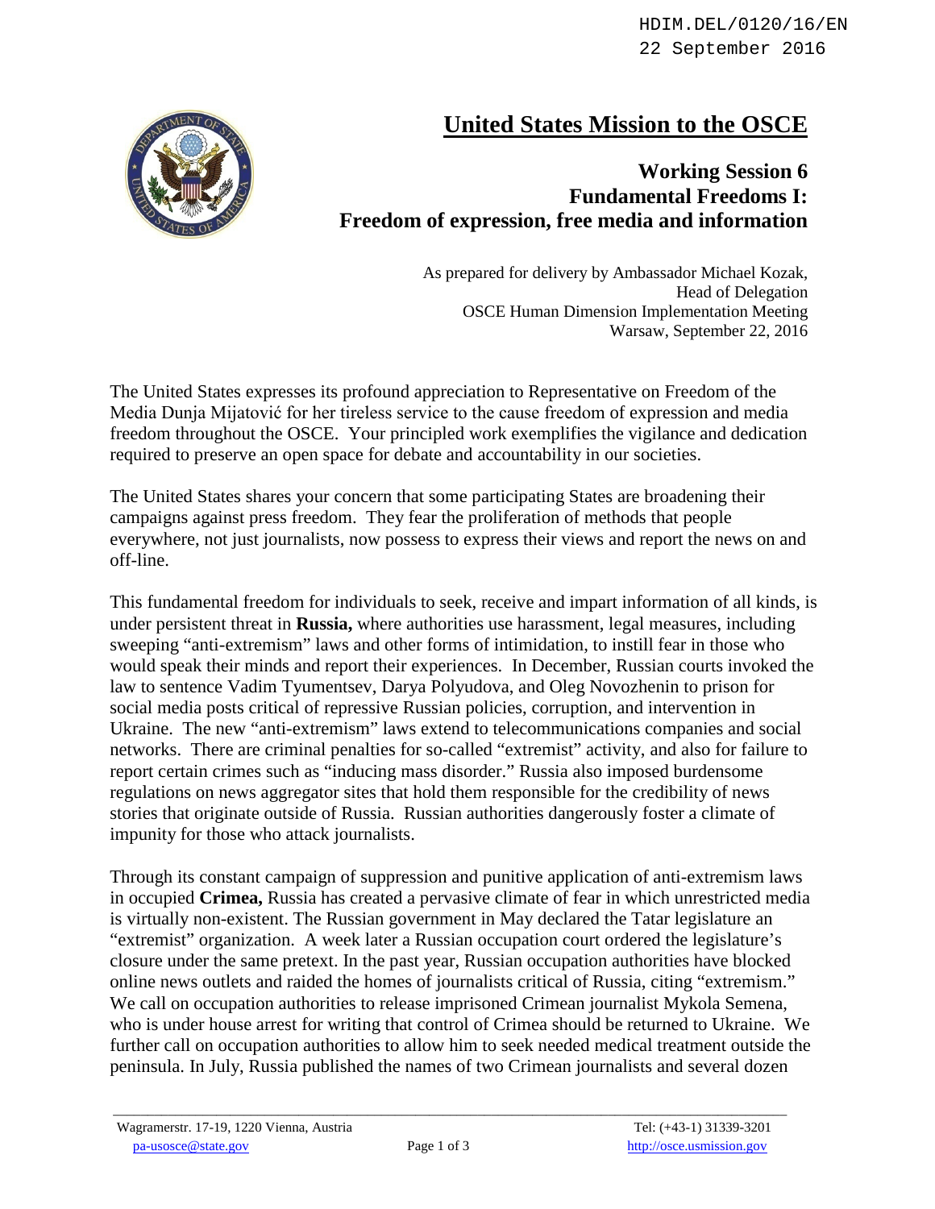HDIM.DEL/0120/16/EN
22 September 2016

# United States Mission to the OSCE

## Working Session 6
## Fundamental Freedoms I:
## Freedom of expression, free media and information

As prepared for delivery by Ambassador Michael Kozak,
Head of Delegation
OSCE Human Dimension Implementation Meeting
Warsaw, September 22, 2016

The United States expresses its profound appreciation to Representative on Freedom of the Media Dunja Mijatović for her tireless service to the cause freedom of expression and media freedom throughout the OSCE. Your principled work exemplifies the vigilance and dedication required to preserve an open space for debate and accountability in our societies.

The United States shares your concern that some participating States are broadening their campaigns against press freedom. They fear the proliferation of methods that people everywhere, not just journalists, now possess to express their views and report the news on and off-line.

This fundamental freedom for individuals to seek, receive and impart information of all kinds, is under persistent threat in **Russia,** where authorities use harassment, legal measures, including sweeping "anti-extremism" laws and other forms of intimidation, to instill fear in those who would speak their minds and report their experiences. In December, Russian courts invoked the law to sentence Vadim Tyumentsev, Darya Polyudova, and Oleg Novozhenin to prison for social media posts critical of repressive Russian policies, corruption, and intervention in Ukraine. The new "anti-extremism" laws extend to telecommunications companies and social networks. There are criminal penalties for so-called "extremist" activity, and also for failure to report certain crimes such as "inducing mass disorder." Russia also imposed burdensome regulations on news aggregator sites that hold them responsible for the credibility of news stories that originate outside of Russia. Russian authorities dangerously foster a climate of impunity for those who attack journalists.

Through its constant campaign of suppression and punitive application of anti-extremism laws in occupied **Crimea,** Russia has created a pervasive climate of fear in which unrestricted media is virtually non-existent. The Russian government in May declared the Tatar legislature an "extremist" organization. A week later a Russian occupation court ordered the legislature's closure under the same pretext. In the past year, Russian occupation authorities have blocked online news outlets and raided the homes of journalists critical of Russia, citing "extremism." We call on occupation authorities to release imprisoned Crimean journalist Mykola Semena, who is under house arrest for writing that control of Crimea should be returned to Ukraine. We further call on occupation authorities to allow him to seek needed medical treatment outside the peninsula. In July, Russia published the names of two Crimean journalists and several dozen

Wagramerstr. 17-19, 1220 Vienna, Austria Tel: (+43-1) 31339-3201
pa-usosce@state.gov http://osce.usmission.gov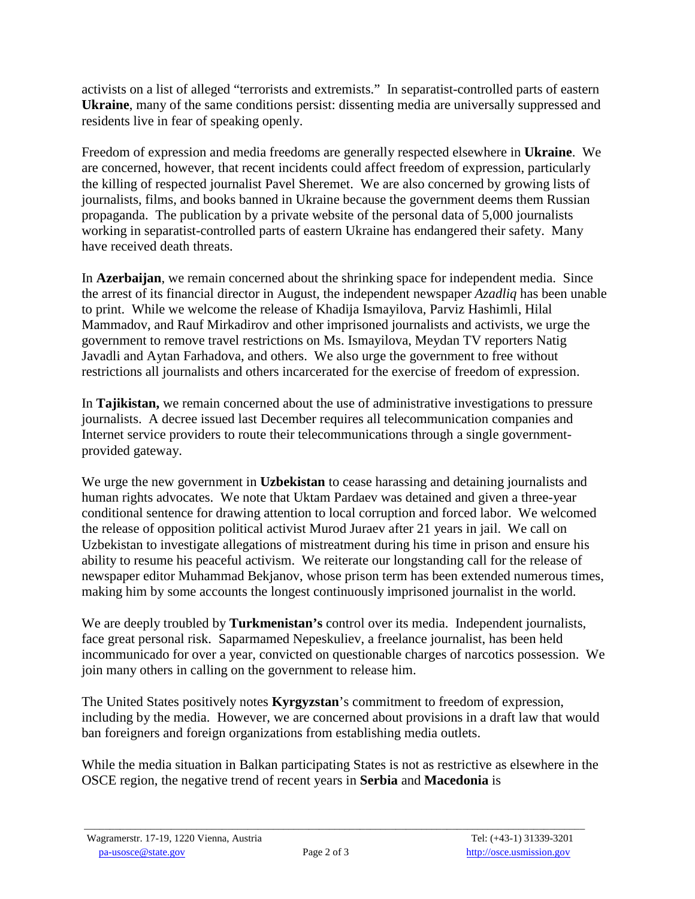activists on a list of alleged "terrorists and extremists." In separatist-controlled parts of eastern **Ukraine**, many of the same conditions persist: dissenting media are universally suppressed and residents live in fear of speaking openly.

Freedom of expression and media freedoms are generally respected elsewhere in **Ukraine**. We are concerned, however, that recent incidents could affect freedom of expression, particularly the killing of respected journalist Pavel Sheremet. We are also concerned by growing lists of journalists, films, and books banned in Ukraine because the government deems them Russian propaganda. The publication by a private website of the personal data of 5,000 journalists working in separatist-controlled parts of eastern Ukraine has endangered their safety. Many have received death threats.

In **Azerbaijan**, we remain concerned about the shrinking space for independent media. Since the arrest of its financial director in August, the independent newspaper *Azadliq* has been unable to print. While we welcome the release of Khadija Ismayilova, Parviz Hashimli, Hilal Mammadov, and Rauf Mirkadirov and other imprisoned journalists and activists, we urge the government to remove travel restrictions on Ms. Ismayilova, Meydan TV reporters Natig Javadli and Aytan Farhadova, and others. We also urge the government to free without restrictions all journalists and others incarcerated for the exercise of freedom of expression.

In **Tajikistan,** we remain concerned about the use of administrative investigations to pressure journalists. A decree issued last December requires all telecommunication companies and Internet service providers to route their telecommunications through a single government-provided gateway.

We urge the new government in **Uzbekistan** to cease harassing and detaining journalists and human rights advocates. We note that Uktam Pardaev was detained and given a three-year conditional sentence for drawing attention to local corruption and forced labor. We welcomed the release of opposition political activist Murod Juraev after 21 years in jail. We call on Uzbekistan to investigate allegations of mistreatment during his time in prison and ensure his ability to resume his peaceful activism. We reiterate our longstanding call for the release of newspaper editor Muhammad Bekjanov, whose prison term has been extended numerous times, making him by some accounts the longest continuously imprisoned journalist in the world.

We are deeply troubled by **Turkmenistan's** control over its media. Independent journalists, face great personal risk. Saparmamed Nepeskuliev, a freelance journalist, has been held incommunicado for over a year, convicted on questionable charges of narcotics possession. We join many others in calling on the government to release him.

The United States positively notes **Kyrgyzstan**'s commitment to freedom of expression, including by the media. However, we are concerned about provisions in a draft law that would ban foreigners and foreign organizations from establishing media outlets.

While the media situation in Balkan participating States is not as restrictive as elsewhere in the OSCE region, the negative trend of recent years in **Serbia** and **Macedonia** is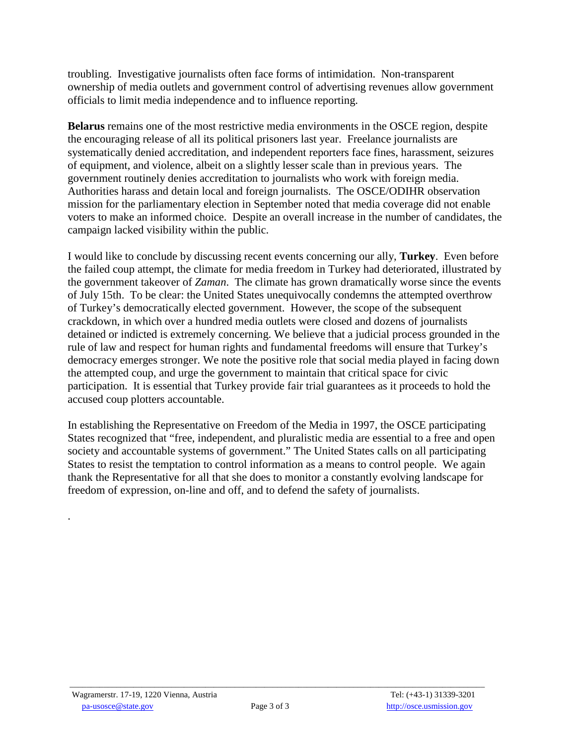troubling. Investigative journalists often face forms of intimidation. Non-transparent ownership of media outlets and government control of advertising revenues allow government officials to limit media independence and to influence reporting.

**Belarus** remains one of the most restrictive media environments in the OSCE region, despite the encouraging release of all its political prisoners last year. Freelance journalists are systematically denied accreditation, and independent reporters face fines, harassment, seizures of equipment, and violence, albeit on a slightly lesser scale than in previous years. The government routinely denies accreditation to journalists who work with foreign media. Authorities harass and detain local and foreign journalists. The OSCE/ODIHR observation mission for the parliamentary election in September noted that media coverage did not enable voters to make an informed choice. Despite an overall increase in the number of candidates, the campaign lacked visibility within the public.

I would like to conclude by discussing recent events concerning our ally, **Turkey**. Even before the failed coup attempt, the climate for media freedom in Turkey had deteriorated, illustrated by the government takeover of *Zaman*. The climate has grown dramatically worse since the events of July 15th. To be clear: the United States unequivocally condemns the attempted overthrow of Turkey's democratically elected government. However, the scope of the subsequent crackdown, in which over a hundred media outlets were closed and dozens of journalists detained or indicted is extremely concerning. We believe that a judicial process grounded in the rule of law and respect for human rights and fundamental freedoms will ensure that Turkey's democracy emerges stronger. We note the positive role that social media played in facing down the attempted coup, and urge the government to maintain that critical space for civic participation. It is essential that Turkey provide fair trial guarantees as it proceeds to hold the accused coup plotters accountable.

In establishing the Representative on Freedom of the Media in 1997, the OSCE participating States recognized that "free, independent, and pluralistic media are essential to a free and open society and accountable systems of government." The United States calls on all participating States to resist the temptation to control information as a means to control people. We again thank the Representative for all that she does to monitor a constantly evolving landscape for freedom of expression, on-line and off, and to defend the safety of journalists.

.